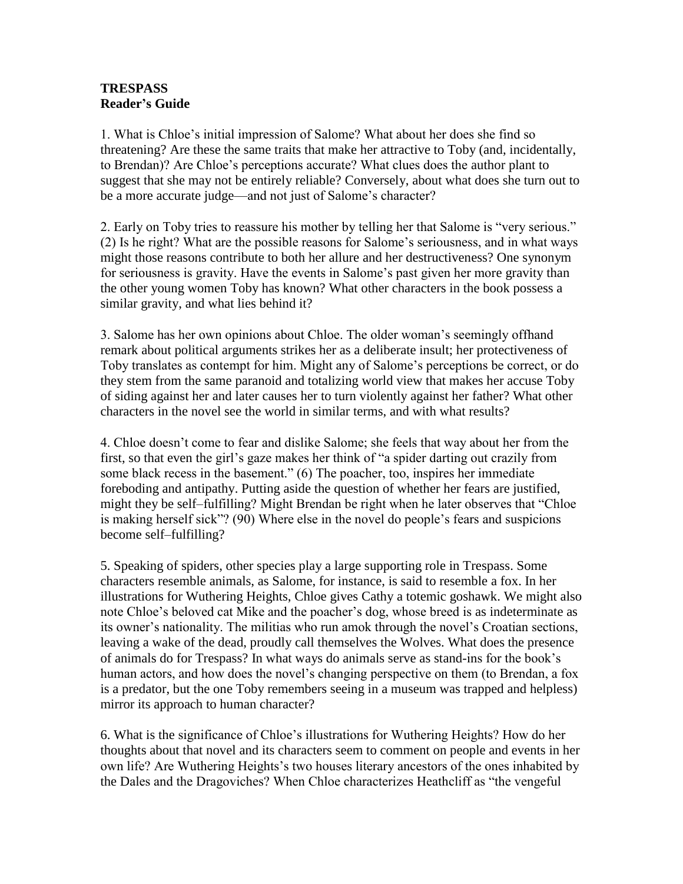**TRESPASS**
**Reader's Guide**

1. What is Chloe's initial impression of Salome? What about her does she find so threatening? Are these the same traits that make her attractive to Toby (and, incidentally, to Brendan)? Are Chloe's perceptions accurate? What clues does the author plant to suggest that she may not be entirely reliable? Conversely, about what does she turn out to be a more accurate judge—and not just of Salome's character?

2. Early on Toby tries to reassure his mother by telling her that Salome is "very serious." (2) Is he right? What are the possible reasons for Salome's seriousness, and in what ways might those reasons contribute to both her allure and her destructiveness? One synonym for seriousness is gravity. Have the events in Salome's past given her more gravity than the other young women Toby has known? What other characters in the book possess a similar gravity, and what lies behind it?

3. Salome has her own opinions about Chloe. The older woman's seemingly offhand remark about political arguments strikes her as a deliberate insult; her protectiveness of Toby translates as contempt for him. Might any of Salome's perceptions be correct, or do they stem from the same paranoid and totalizing world view that makes her accuse Toby of siding against her and later causes her to turn violently against her father? What other characters in the novel see the world in similar terms, and with what results?

4. Chloe doesn't come to fear and dislike Salome; she feels that way about her from the first, so that even the girl's gaze makes her think of "a spider darting out crazily from some black recess in the basement." (6) The poacher, too, inspires her immediate foreboding and antipathy. Putting aside the question of whether her fears are justified, might they be self–fulfilling? Might Brendan be right when he later observes that "Chloe is making herself sick"? (90) Where else in the novel do people's fears and suspicions become self–fulfilling?

5. Speaking of spiders, other species play a large supporting role in Trespass. Some characters resemble animals, as Salome, for instance, is said to resemble a fox. In her illustrations for Wuthering Heights, Chloe gives Cathy a totemic goshawk. We might also note Chloe's beloved cat Mike and the poacher's dog, whose breed is as indeterminate as its owner's nationality. The militias who run amok through the novel's Croatian sections, leaving a wake of the dead, proudly call themselves the Wolves. What does the presence of animals do for Trespass? In what ways do animals serve as stand-ins for the book's human actors, and how does the novel's changing perspective on them (to Brendan, a fox is a predator, but the one Toby remembers seeing in a museum was trapped and helpless) mirror its approach to human character?

6. What is the significance of Chloe's illustrations for Wuthering Heights? How do her thoughts about that novel and its characters seem to comment on people and events in her own life? Are Wuthering Heights's two houses literary ancestors of the ones inhabited by the Dales and the Dragoviches? When Chloe characterizes Heathcliff as "the vengeful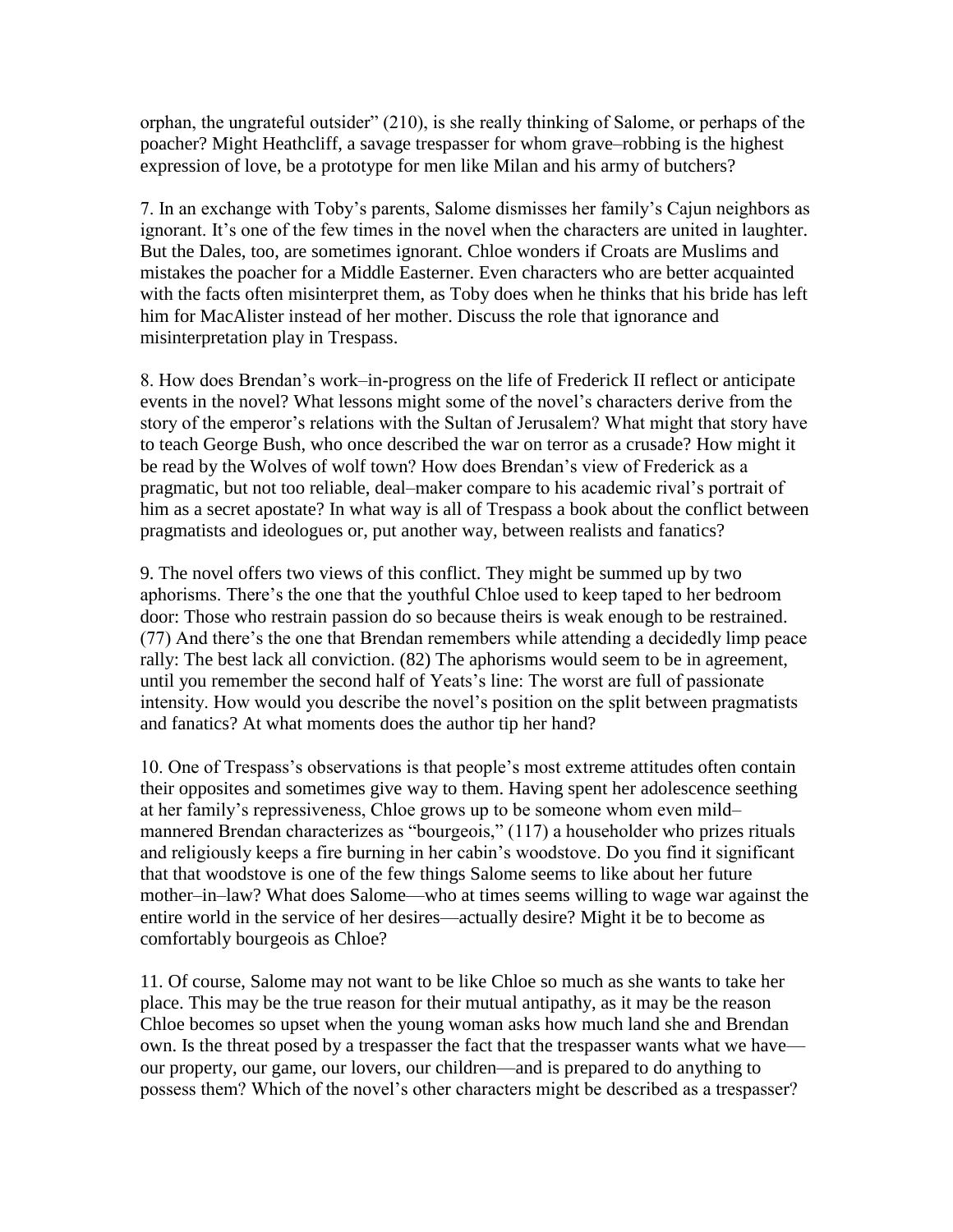orphan, the ungrateful outsider" (210), is she really thinking of Salome, or perhaps of the poacher? Might Heathcliff, a savage trespasser for whom grave–robbing is the highest expression of love, be a prototype for men like Milan and his army of butchers?

7. In an exchange with Toby's parents, Salome dismisses her family's Cajun neighbors as ignorant. It's one of the few times in the novel when the characters are united in laughter. But the Dales, too, are sometimes ignorant. Chloe wonders if Croats are Muslims and mistakes the poacher for a Middle Easterner. Even characters who are better acquainted with the facts often misinterpret them, as Toby does when he thinks that his bride has left him for MacAlister instead of her mother. Discuss the role that ignorance and misinterpretation play in Trespass.

8. How does Brendan's work–in-progress on the life of Frederick II reflect or anticipate events in the novel? What lessons might some of the novel's characters derive from the story of the emperor's relations with the Sultan of Jerusalem? What might that story have to teach George Bush, who once described the war on terror as a crusade? How might it be read by the Wolves of wolf town? How does Brendan's view of Frederick as a pragmatic, but not too reliable, deal–maker compare to his academic rival's portrait of him as a secret apostate? In what way is all of Trespass a book about the conflict between pragmatists and ideologues or, put another way, between realists and fanatics?

9. The novel offers two views of this conflict. They might be summed up by two aphorisms. There's the one that the youthful Chloe used to keep taped to her bedroom door: Those who restrain passion do so because theirs is weak enough to be restrained. (77) And there's the one that Brendan remembers while attending a decidedly limp peace rally: The best lack all conviction. (82) The aphorisms would seem to be in agreement, until you remember the second half of Yeats's line: The worst are full of passionate intensity. How would you describe the novel's position on the split between pragmatists and fanatics? At what moments does the author tip her hand?

10. One of Trespass's observations is that people's most extreme attitudes often contain their opposites and sometimes give way to them. Having spent her adolescence seething at her family's repressiveness, Chloe grows up to be someone whom even mild–mannered Brendan characterizes as "bourgeois," (117) a householder who prizes rituals and religiously keeps a fire burning in her cabin's woodstove. Do you find it significant that that woodstove is one of the few things Salome seems to like about her future mother–in–law? What does Salome—who at times seems willing to wage war against the entire world in the service of her desires—actually desire? Might it be to become as comfortably bourgeois as Chloe?

11. Of course, Salome may not want to be like Chloe so much as she wants to take her place. This may be the true reason for their mutual antipathy, as it may be the reason Chloe becomes so upset when the young woman asks how much land she and Brendan own. Is the threat posed by a trespasser the fact that the trespasser wants what we have—our property, our game, our lovers, our children—and is prepared to do anything to possess them? Which of the novel's other characters might be described as a trespasser?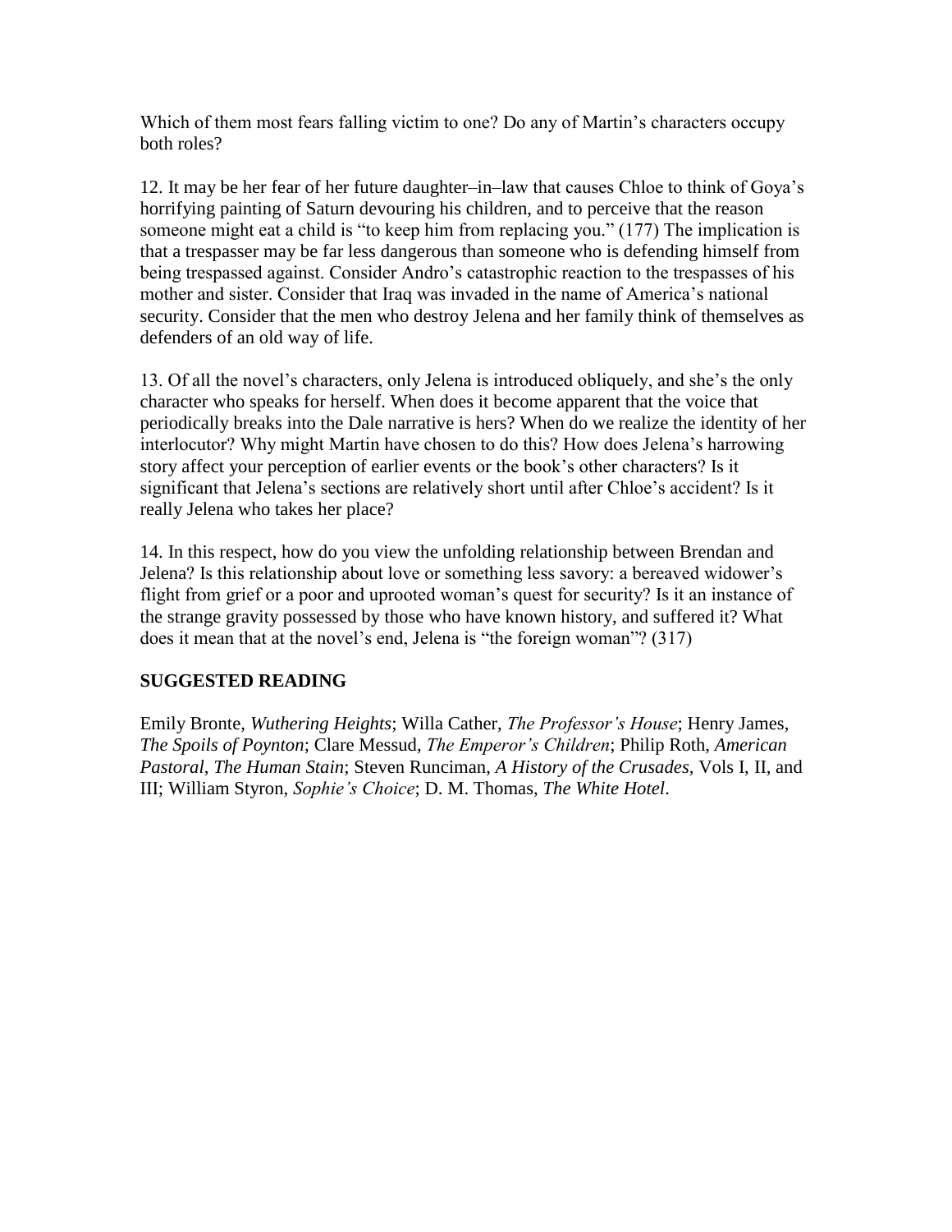Which of them most fears falling victim to one? Do any of Martin's characters occupy both roles?

12. It may be her fear of her future daughter–in–law that causes Chloe to think of Goya's horrifying painting of Saturn devouring his children, and to perceive that the reason someone might eat a child is "to keep him from replacing you." (177) The implication is that a trespasser may be far less dangerous than someone who is defending himself from being trespassed against. Consider Andro's catastrophic reaction to the trespasses of his mother and sister. Consider that Iraq was invaded in the name of America's national security. Consider that the men who destroy Jelena and her family think of themselves as defenders of an old way of life.

13. Of all the novel's characters, only Jelena is introduced obliquely, and she's the only character who speaks for herself. When does it become apparent that the voice that periodically breaks into the Dale narrative is hers? When do we realize the identity of her interlocutor? Why might Martin have chosen to do this? How does Jelena's harrowing story affect your perception of earlier events or the book's other characters? Is it significant that Jelena's sections are relatively short until after Chloe's accident? Is it really Jelena who takes her place?

14. In this respect, how do you view the unfolding relationship between Brendan and Jelena? Is this relationship about love or something less savory: a bereaved widower's flight from grief or a poor and uprooted woman's quest for security? Is it an instance of the strange gravity possessed by those who have known history, and suffered it? What does it mean that at the novel's end, Jelena is "the foreign woman"? (317)

## SUGGESTED READING

Emily Bronte, *Wuthering Heights*; Willa Cather, *The Professor's House*; Henry James, *The Spoils of Poynton*; Clare Messud, *The Emperor's Children*; Philip Roth, *American Pastoral*, *The Human Stain*; Steven Runciman, *A History of the Crusades*, Vols I, II, and III; William Styron, *Sophie's Choice*; D. M. Thomas, *The White Hotel*.